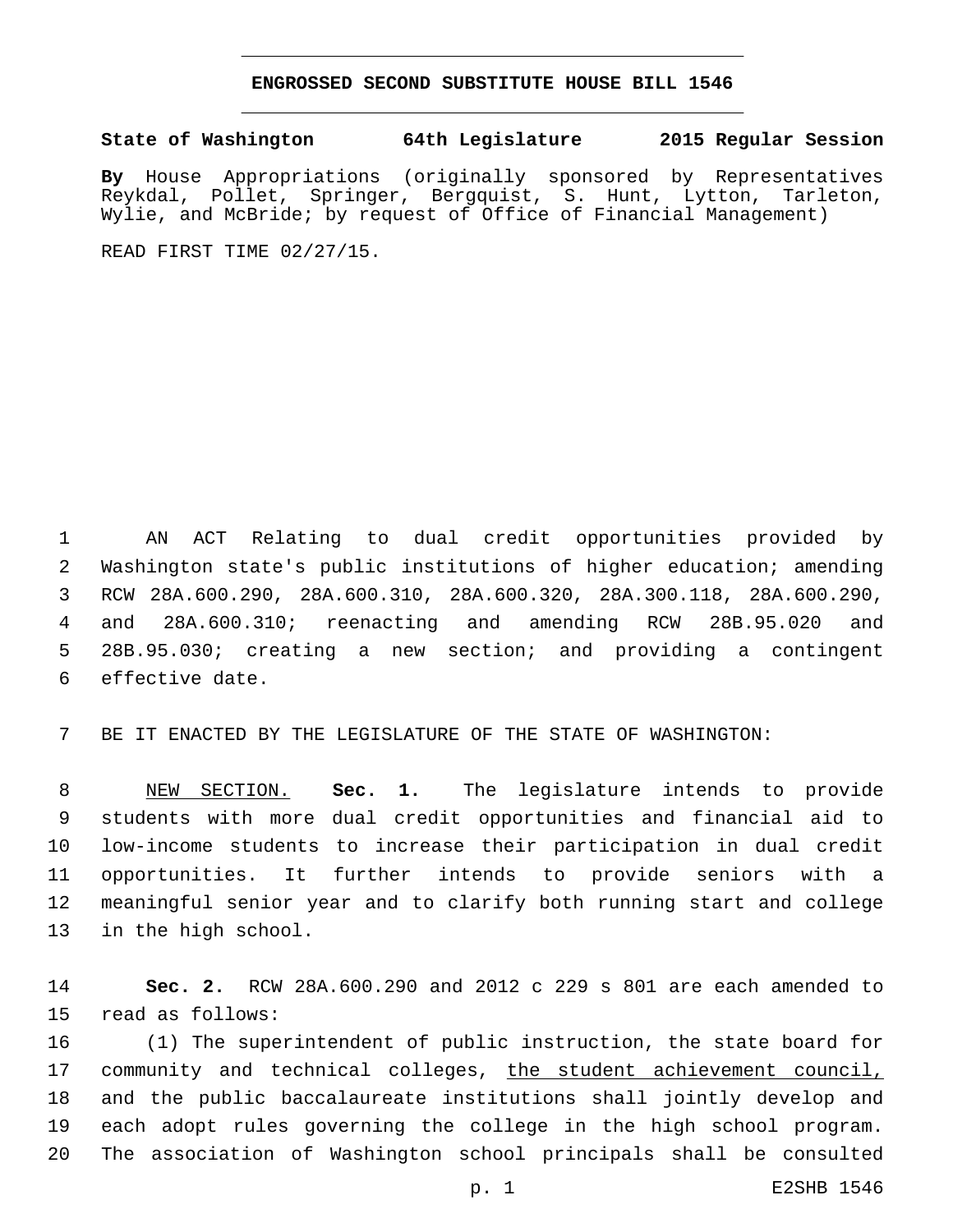# ENGROSSED SECOND SUBSTITUTE HOUSE BILL 1546

**State of Washington 64th Legislature 2015 Regular Session**

**By** House Appropriations (originally sponsored by Representatives Reykdal, Pollet, Springer, Bergquist, S. Hunt, Lytton, Tarleton, Wylie, and McBride; by request of Office of Financial Management)

READ FIRST TIME 02/27/15.

AN ACT Relating to dual credit opportunities provided by Washington state's public institutions of higher education; amending RCW 28A.600.290, 28A.600.310, 28A.600.320, 28A.300.118, 28A.600.290, and 28A.600.310; reenacting and amending RCW 28B.95.020 and 28B.95.030; creating a new section; and providing a contingent effective date.

BE IT ENACTED BY THE LEGISLATURE OF THE STATE OF WASHINGTON:

<u>NEW SECTION.</u> **Sec. 1.** The legislature intends to provide students with more dual credit opportunities and financial aid to low-income students to increase their participation in dual credit opportunities. It further intends to provide seniors with a meaningful senior year and to clarify both running start and college in the high school.

**Sec. 2.** RCW 28A.600.290 and 2012 c 229 s 801 are each amended to read as follows:

(1) The superintendent of public instruction, the state board for community and technical colleges, <u>the student achievement council,</u> and the public baccalaureate institutions shall jointly develop and each adopt rules governing the college in the high school program. The association of Washington school principals shall be consulted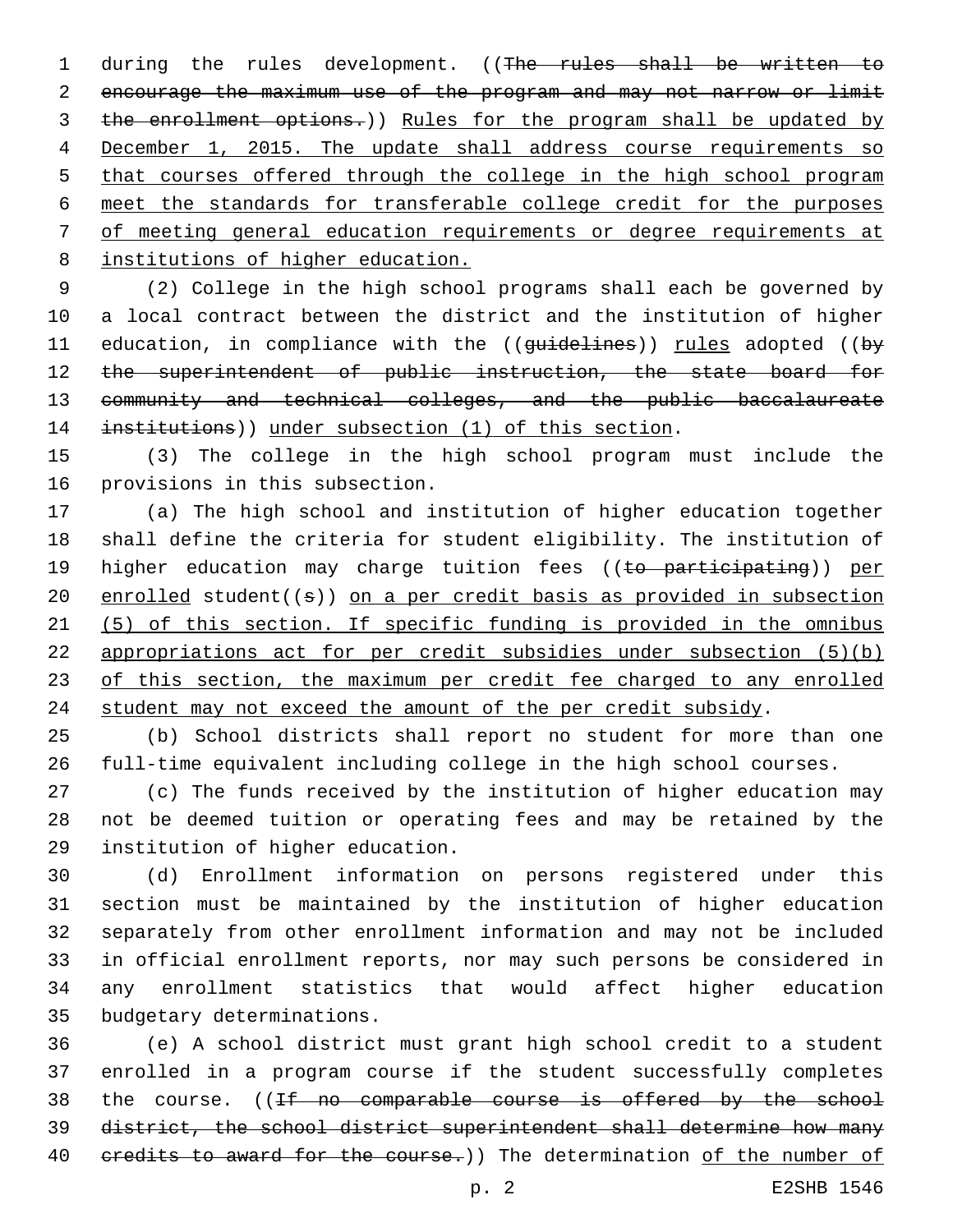during the rules development. ((~~The rules shall be written to encourage the maximum use of the program and may not narrow or limit the enrollment options.~~)) <u>Rules for the program shall be updated by December 1, 2015. The update shall address course requirements so that courses offered through the college in the high school program meet the standards for transferable college credit for the purposes of meeting general education requirements or degree requirements at institutions of higher education.</u>

(2) College in the high school programs shall each be governed by a local contract between the district and the institution of higher education, in compliance with the ((~~guidelines~~)) <u>rules</u> adopted ((~~by the superintendent of public instruction, the state board for community and technical colleges, and the public baccalaureate institutions~~)) <u>under subsection (1) of this section</u>.

(3) The college in the high school program must include the provisions in this subsection.

(a) The high school and institution of higher education together shall define the criteria for student eligibility. The institution of higher education may charge tuition fees ((~~to participating~~)) <u>per enrolled</u> student((~~s~~)) <u>on a per credit basis as provided in subsection (5) of this section. If specific funding is provided in the omnibus appropriations act for per credit subsidies under subsection (5)(b) of this section, the maximum per credit fee charged to any enrolled student may not exceed the amount of the per credit subsidy</u>.

(b) School districts shall report no student for more than one full-time equivalent including college in the high school courses.

(c) The funds received by the institution of higher education may not be deemed tuition or operating fees and may be retained by the institution of higher education.

(d) Enrollment information on persons registered under this section must be maintained by the institution of higher education separately from other enrollment information and may not be included in official enrollment reports, nor may such persons be considered in any enrollment statistics that would affect higher education budgetary determinations.

(e) A school district must grant high school credit to a student enrolled in a program course if the student successfully completes the course. ((~~If no comparable course is offered by the school district, the school district superintendent shall determine how many credits to award for the course.~~)) The determination <u>of the number of</u>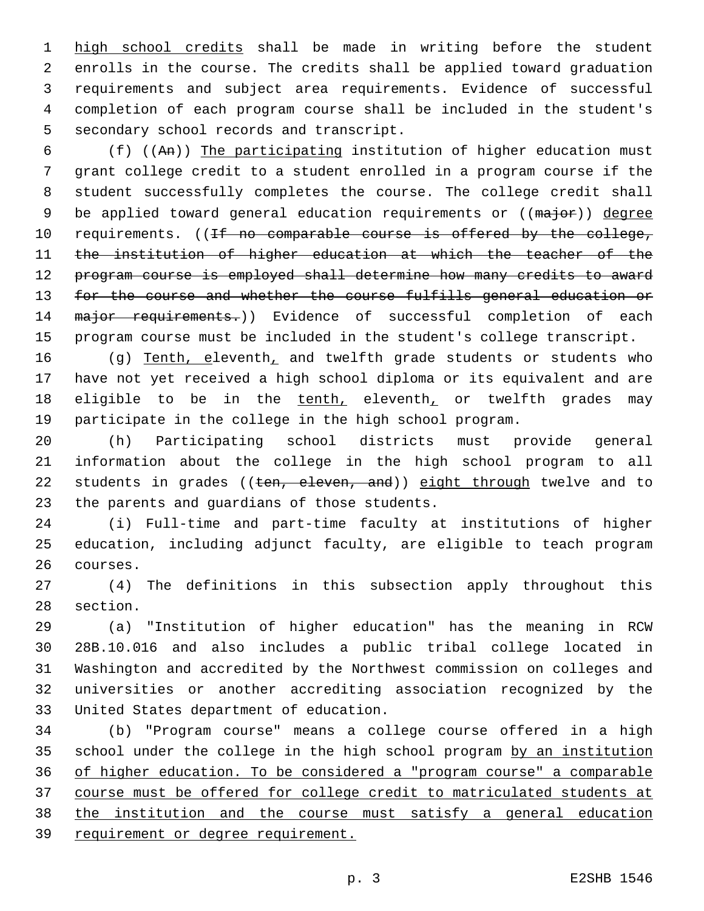high school credits shall be made in writing before the student enrolls in the course. The credits shall be applied toward graduation requirements and subject area requirements. Evidence of successful completion of each program course shall be included in the student's secondary school records and transcript.

(f) ((An)) The participating institution of higher education must grant college credit to a student enrolled in a program course if the student successfully completes the course. The college credit shall be applied toward general education requirements or ((major)) degree requirements. ((If no comparable course is offered by the college, the institution of higher education at which the teacher of the program course is employed shall determine how many credits to award for the course and whether the course fulfills general education or major requirements.)) Evidence of successful completion of each program course must be included in the student's college transcript.

(g) Tenth, eleventh, and twelfth grade students or students who have not yet received a high school diploma or its equivalent and are eligible to be in the tenth, eleventh, or twelfth grades may participate in the college in the high school program.

(h) Participating school districts must provide general information about the college in the high school program to all students in grades ((ten, eleven, and)) eight through twelve and to the parents and guardians of those students.

(i) Full-time and part-time faculty at institutions of higher education, including adjunct faculty, are eligible to teach program courses.

(4) The definitions in this subsection apply throughout this section.

(a) "Institution of higher education" has the meaning in RCW 28B.10.016 and also includes a public tribal college located in Washington and accredited by the Northwest commission on colleges and universities or another accrediting association recognized by the United States department of education.

(b) "Program course" means a college course offered in a high school under the college in the high school program by an institution of higher education. To be considered a "program course" a comparable course must be offered for college credit to matriculated students at the institution and the course must satisfy a general education requirement or degree requirement.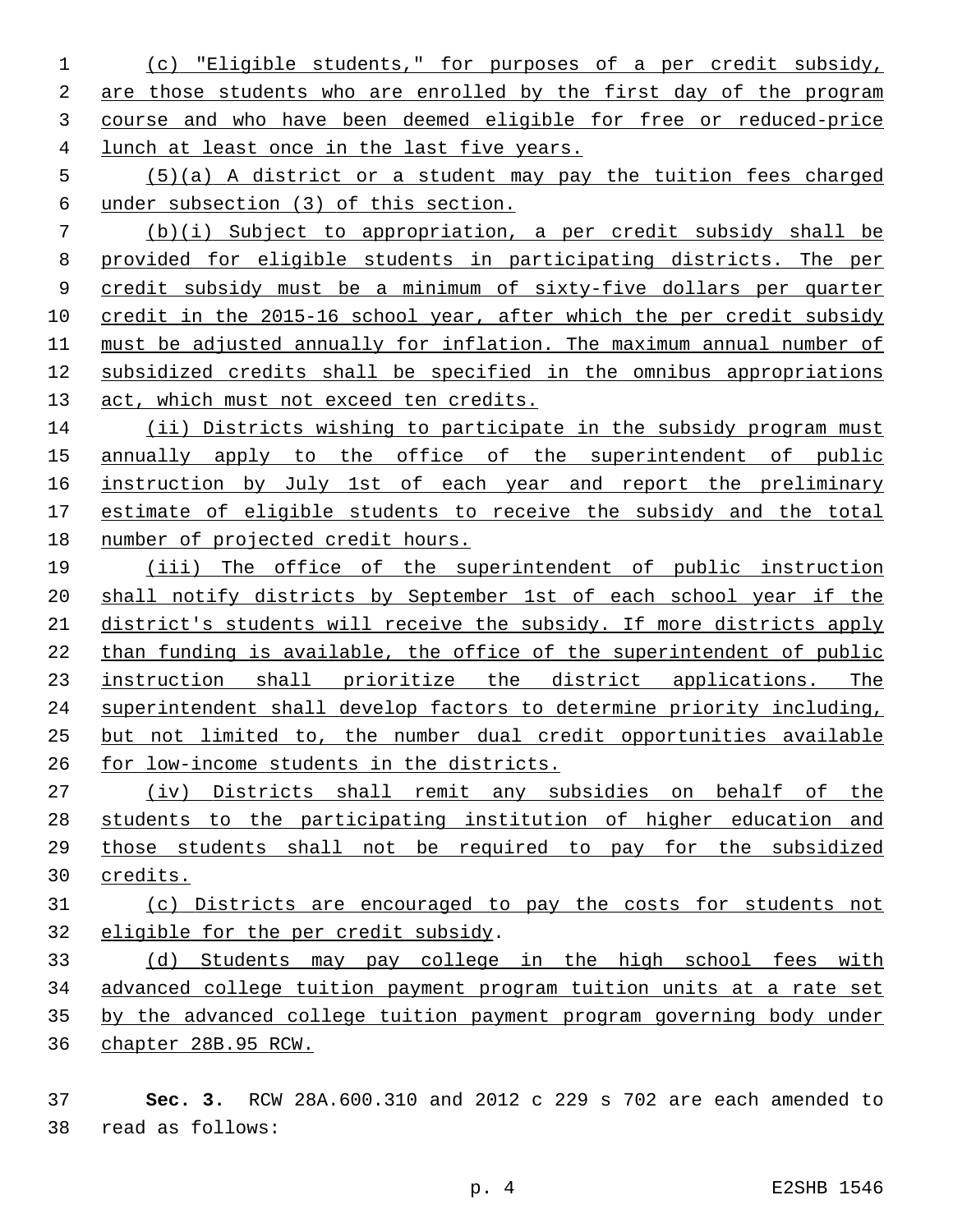(c) "Eligible students," for purposes of a per credit subsidy, are those students who are enrolled by the first day of the program course and who have been deemed eligible for free or reduced-price lunch at least once in the last five years.

(5)(a) A district or a student may pay the tuition fees charged under subsection (3) of this section.

(b)(i) Subject to appropriation, a per credit subsidy shall be provided for eligible students in participating districts. The per credit subsidy must be a minimum of sixty-five dollars per quarter credit in the 2015-16 school year, after which the per credit subsidy must be adjusted annually for inflation. The maximum annual number of subsidized credits shall be specified in the omnibus appropriations act, which must not exceed ten credits.

(ii) Districts wishing to participate in the subsidy program must annually apply to the office of the superintendent of public instruction by July 1st of each year and report the preliminary estimate of eligible students to receive the subsidy and the total number of projected credit hours.

(iii) The office of the superintendent of public instruction shall notify districts by September 1st of each school year if the district's students will receive the subsidy. If more districts apply than funding is available, the office of the superintendent of public instruction shall prioritize the district applications. The superintendent shall develop factors to determine priority including, but not limited to, the number dual credit opportunities available for low-income students in the districts.

(iv) Districts shall remit any subsidies on behalf of the students to the participating institution of higher education and those students shall not be required to pay for the subsidized credits.

(c) Districts are encouraged to pay the costs for students not eligible for the per credit subsidy.

(d) Students may pay college in the high school fees with advanced college tuition payment program tuition units at a rate set by the advanced college tuition payment program governing body under chapter 28B.95 RCW.

**Sec. 3.** RCW 28A.600.310 and 2012 c 229 s 702 are each amended to read as follows: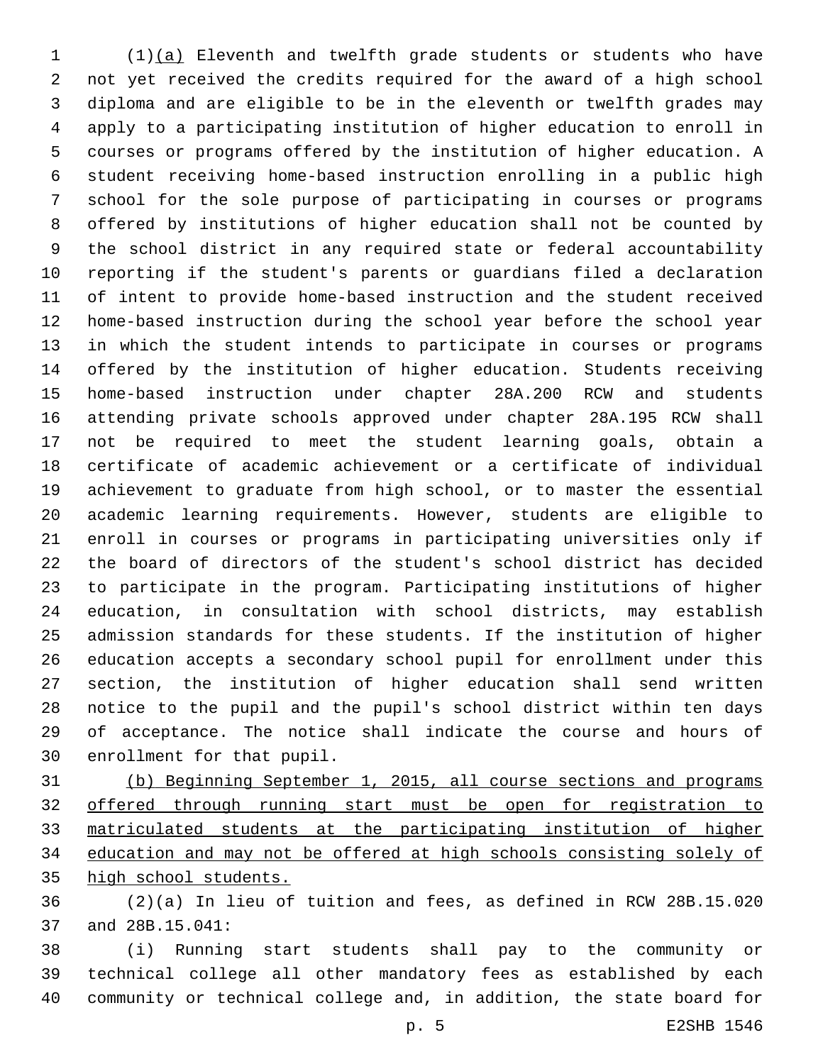(1)(a) Eleventh and twelfth grade students or students who have not yet received the credits required for the award of a high school diploma and are eligible to be in the eleventh or twelfth grades may apply to a participating institution of higher education to enroll in courses or programs offered by the institution of higher education. A student receiving home-based instruction enrolling in a public high school for the sole purpose of participating in courses or programs offered by institutions of higher education shall not be counted by the school district in any required state or federal accountability reporting if the student's parents or guardians filed a declaration of intent to provide home-based instruction and the student received home-based instruction during the school year before the school year in which the student intends to participate in courses or programs offered by the institution of higher education. Students receiving home-based instruction under chapter 28A.200 RCW and students attending private schools approved under chapter 28A.195 RCW shall not be required to meet the student learning goals, obtain a certificate of academic achievement or a certificate of individual achievement to graduate from high school, or to master the essential academic learning requirements. However, students are eligible to enroll in courses or programs in participating universities only if the board of directors of the student's school district has decided to participate in the program. Participating institutions of higher education, in consultation with school districts, may establish admission standards for these students. If the institution of higher education accepts a secondary school pupil for enrollment under this section, the institution of higher education shall send written notice to the pupil and the pupil's school district within ten days of acceptance. The notice shall indicate the course and hours of enrollment for that pupil.

(b) Beginning September 1, 2015, all course sections and programs offered through running start must be open for registration to matriculated students at the participating institution of higher education and may not be offered at high schools consisting solely of high school students.

(2)(a) In lieu of tuition and fees, as defined in RCW 28B.15.020 and 28B.15.041:

(i) Running start students shall pay to the community or technical college all other mandatory fees as established by each community or technical college and, in addition, the state board for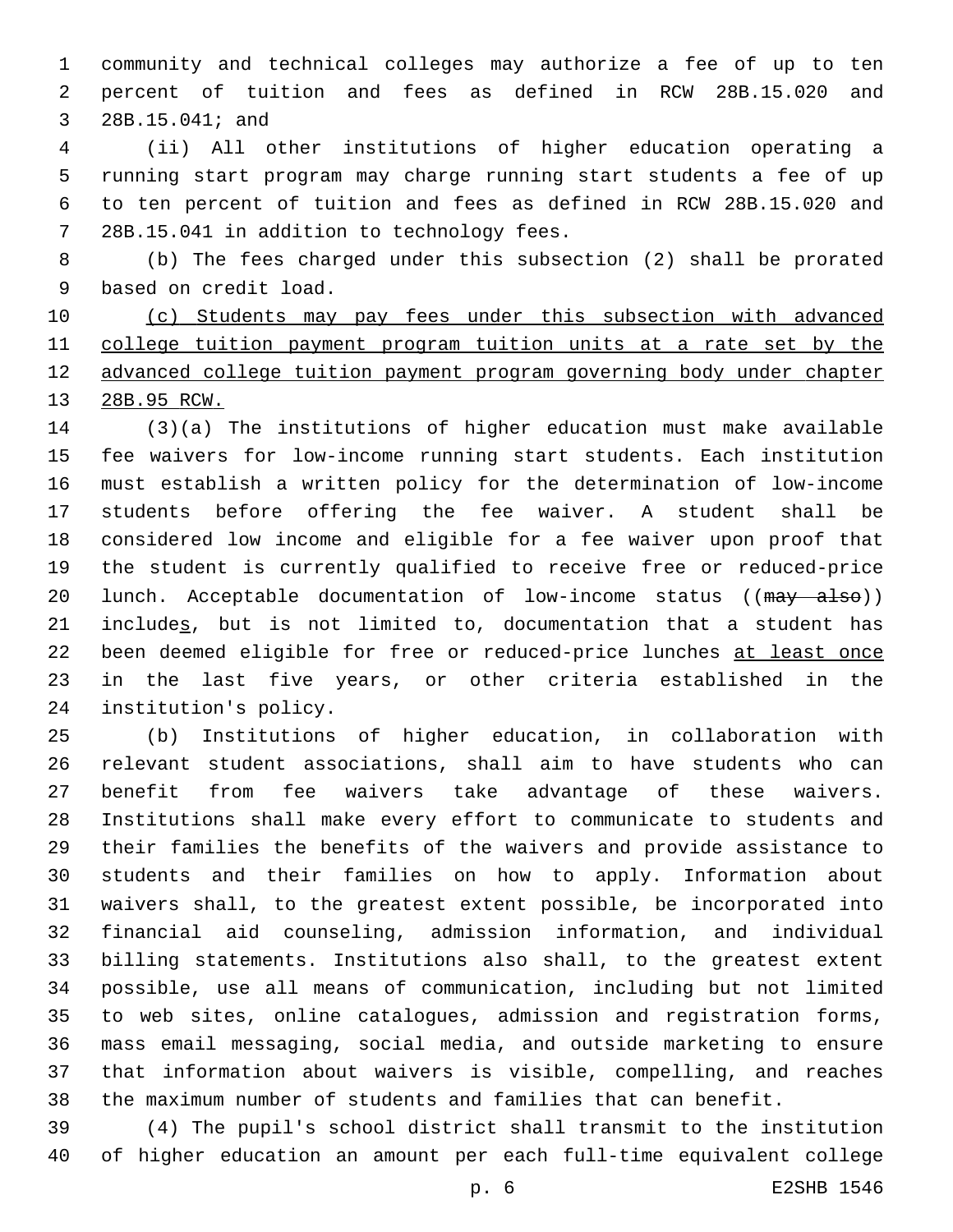community and technical colleges may authorize a fee of up to ten percent of tuition and fees as defined in RCW 28B.15.020 and 28B.15.041; and

(ii) All other institutions of higher education operating a running start program may charge running start students a fee of up to ten percent of tuition and fees as defined in RCW 28B.15.020 and 28B.15.041 in addition to technology fees.

(b) The fees charged under this subsection (2) shall be prorated based on credit load.

<u>(c) Students may pay fees under this subsection with advanced college tuition payment program tuition units at a rate set by the advanced college tuition payment program governing body under chapter 28B.95 RCW.</u>

(3)(a) The institutions of higher education must make available fee waivers for low-income running start students. Each institution must establish a written policy for the determination of low-income students before offering the fee waiver. A student shall be considered low income and eligible for a fee waiver upon proof that the student is currently qualified to receive free or reduced-price lunch. Acceptable documentation of low-income status ((~~may also~~)) include<u>s</u>, but is not limited to, documentation that a student has been deemed eligible for free or reduced-price lunches <u>at least once</u> in the last five years, or other criteria established in the institution's policy.

(b) Institutions of higher education, in collaboration with relevant student associations, shall aim to have students who can benefit from fee waivers take advantage of these waivers. Institutions shall make every effort to communicate to students and their families the benefits of the waivers and provide assistance to students and their families on how to apply. Information about waivers shall, to the greatest extent possible, be incorporated into financial aid counseling, admission information, and individual billing statements. Institutions also shall, to the greatest extent possible, use all means of communication, including but not limited to web sites, online catalogues, admission and registration forms, mass email messaging, social media, and outside marketing to ensure that information about waivers is visible, compelling, and reaches the maximum number of students and families that can benefit.

(4) The pupil's school district shall transmit to the institution of higher education an amount per each full-time equivalent college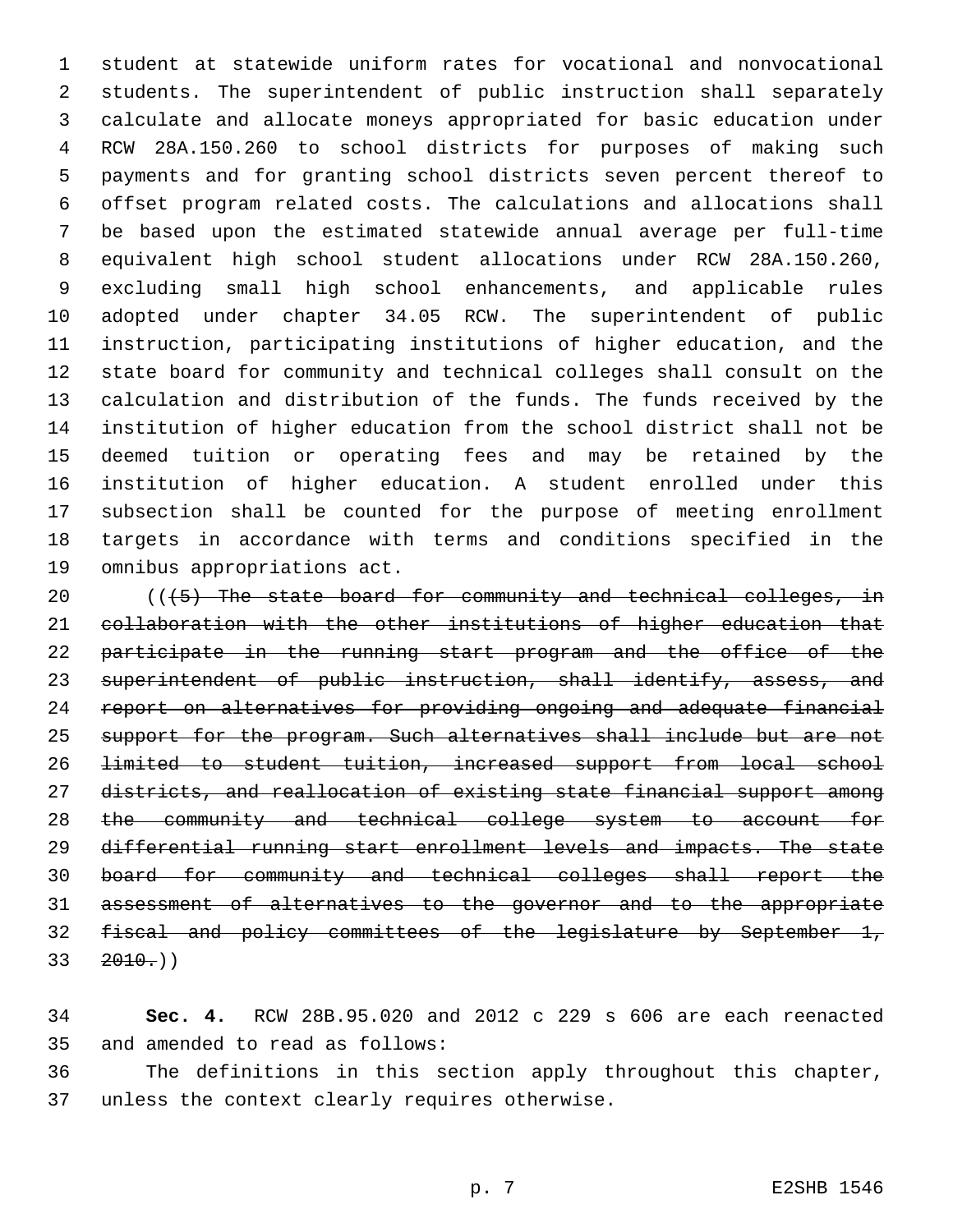student at statewide uniform rates for vocational and nonvocational students. The superintendent of public instruction shall separately calculate and allocate moneys appropriated for basic education under RCW 28A.150.260 to school districts for purposes of making such payments and for granting school districts seven percent thereof to offset program related costs. The calculations and allocations shall be based upon the estimated statewide annual average per full-time equivalent high school student allocations under RCW 28A.150.260, excluding small high school enhancements, and applicable rules adopted under chapter 34.05 RCW. The superintendent of public instruction, participating institutions of higher education, and the state board for community and technical colleges shall consult on the calculation and distribution of the funds. The funds received by the institution of higher education from the school district shall not be deemed tuition or operating fees and may be retained by the institution of higher education. A student enrolled under this subsection shall be counted for the purpose of meeting enrollment targets in accordance with terms and conditions specified in the omnibus appropriations act.

((~~(5) The state board for community and technical colleges, in collaboration with the other institutions of higher education that participate in the running start program and the office of the superintendent of public instruction, shall identify, assess, and report on alternatives for providing ongoing and adequate financial support for the program. Such alternatives shall include but are not limited to student tuition, increased support from local school districts, and reallocation of existing state financial support among the community and technical college system to account for differential running start enrollment levels and impacts. The state board for community and technical colleges shall report the assessment of alternatives to the governor and to the appropriate fiscal and policy committees of the legislature by September 1, 2010.~~))

**Sec. 4.** RCW 28B.95.020 and 2012 c 229 s 606 are each reenacted and amended to read as follows:

The definitions in this section apply throughout this chapter, unless the context clearly requires otherwise.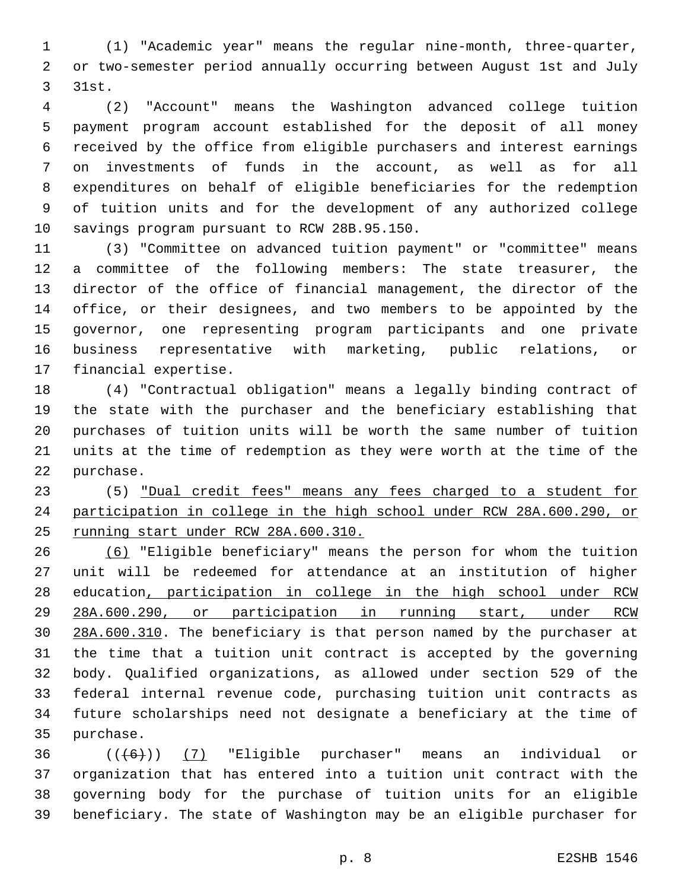(1) "Academic year" means the regular nine-month, three-quarter, or two-semester period annually occurring between August 1st and July 31st.

(2) "Account" means the Washington advanced college tuition payment program account established for the deposit of all money received by the office from eligible purchasers and interest earnings on investments of funds in the account, as well as for all expenditures on behalf of eligible beneficiaries for the redemption of tuition units and for the development of any authorized college savings program pursuant to RCW 28B.95.150.

(3) "Committee on advanced tuition payment" or "committee" means a committee of the following members: The state treasurer, the director of the office of financial management, the director of the office, or their designees, and two members to be appointed by the governor, one representing program participants and one private business representative with marketing, public relations, or financial expertise.

(4) "Contractual obligation" means a legally binding contract of the state with the purchaser and the beneficiary establishing that purchases of tuition units will be worth the same number of tuition units at the time of redemption as they were worth at the time of the purchase.

(5) "Dual credit fees" means any fees charged to a student for participation in college in the high school under RCW 28A.600.290, or running start under RCW 28A.600.310.

(6) "Eligible beneficiary" means the person for whom the tuition unit will be redeemed for attendance at an institution of higher education, participation in college in the high school under RCW 28A.600.290, or participation in running start, under RCW 28A.600.310. The beneficiary is that person named by the purchaser at the time that a tuition unit contract is accepted by the governing body. Qualified organizations, as allowed under section 529 of the federal internal revenue code, purchasing tuition unit contracts as future scholarships need not designate a beneficiary at the time of purchase.

(((6))) (7) "Eligible purchaser" means an individual or organization that has entered into a tuition unit contract with the governing body for the purchase of tuition units for an eligible beneficiary. The state of Washington may be an eligible purchaser for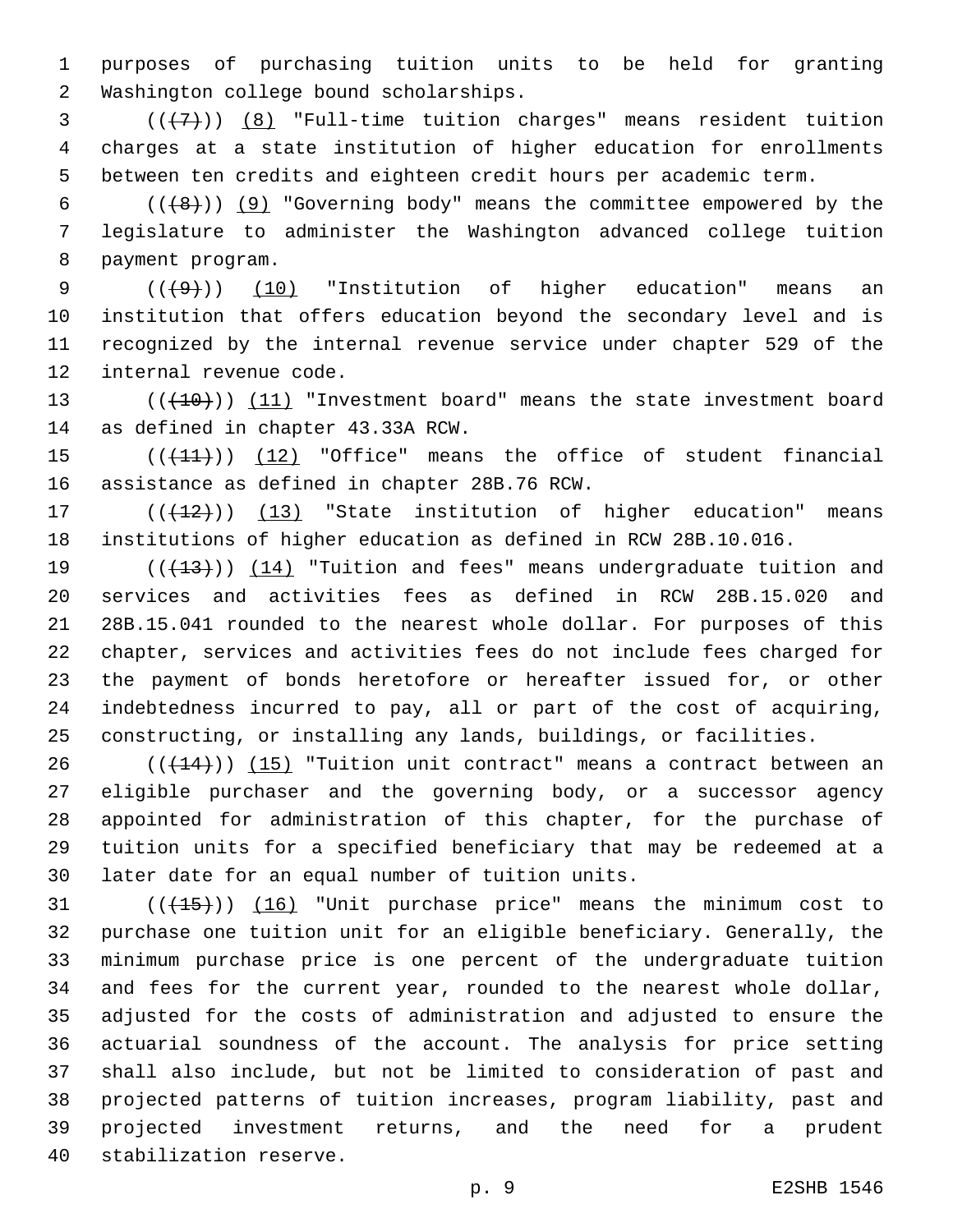purposes of purchasing tuition units to be held for granting Washington college bound scholarships.

(((7))) (8) "Full-time tuition charges" means resident tuition charges at a state institution of higher education for enrollments between ten credits and eighteen credit hours per academic term.

(((8))) (9) "Governing body" means the committee empowered by the legislature to administer the Washington advanced college tuition payment program.

(((9))) (10) "Institution of higher education" means an institution that offers education beyond the secondary level and is recognized by the internal revenue service under chapter 529 of the internal revenue code.

(((10))) (11) "Investment board" means the state investment board as defined in chapter 43.33A RCW.

(((11))) (12) "Office" means the office of student financial assistance as defined in chapter 28B.76 RCW.

(((12))) (13) "State institution of higher education" means institutions of higher education as defined in RCW 28B.10.016.

(((13))) (14) "Tuition and fees" means undergraduate tuition and services and activities fees as defined in RCW 28B.15.020 and 28B.15.041 rounded to the nearest whole dollar. For purposes of this chapter, services and activities fees do not include fees charged for the payment of bonds heretofore or hereafter issued for, or other indebtedness incurred to pay, all or part of the cost of acquiring, constructing, or installing any lands, buildings, or facilities.

(((14))) (15) "Tuition unit contract" means a contract between an eligible purchaser and the governing body, or a successor agency appointed for administration of this chapter, for the purchase of tuition units for a specified beneficiary that may be redeemed at a later date for an equal number of tuition units.

(((15))) (16) "Unit purchase price" means the minimum cost to purchase one tuition unit for an eligible beneficiary. Generally, the minimum purchase price is one percent of the undergraduate tuition and fees for the current year, rounded to the nearest whole dollar, adjusted for the costs of administration and adjusted to ensure the actuarial soundness of the account. The analysis for price setting shall also include, but not be limited to consideration of past and projected patterns of tuition increases, program liability, past and projected investment returns, and the need for a prudent stabilization reserve.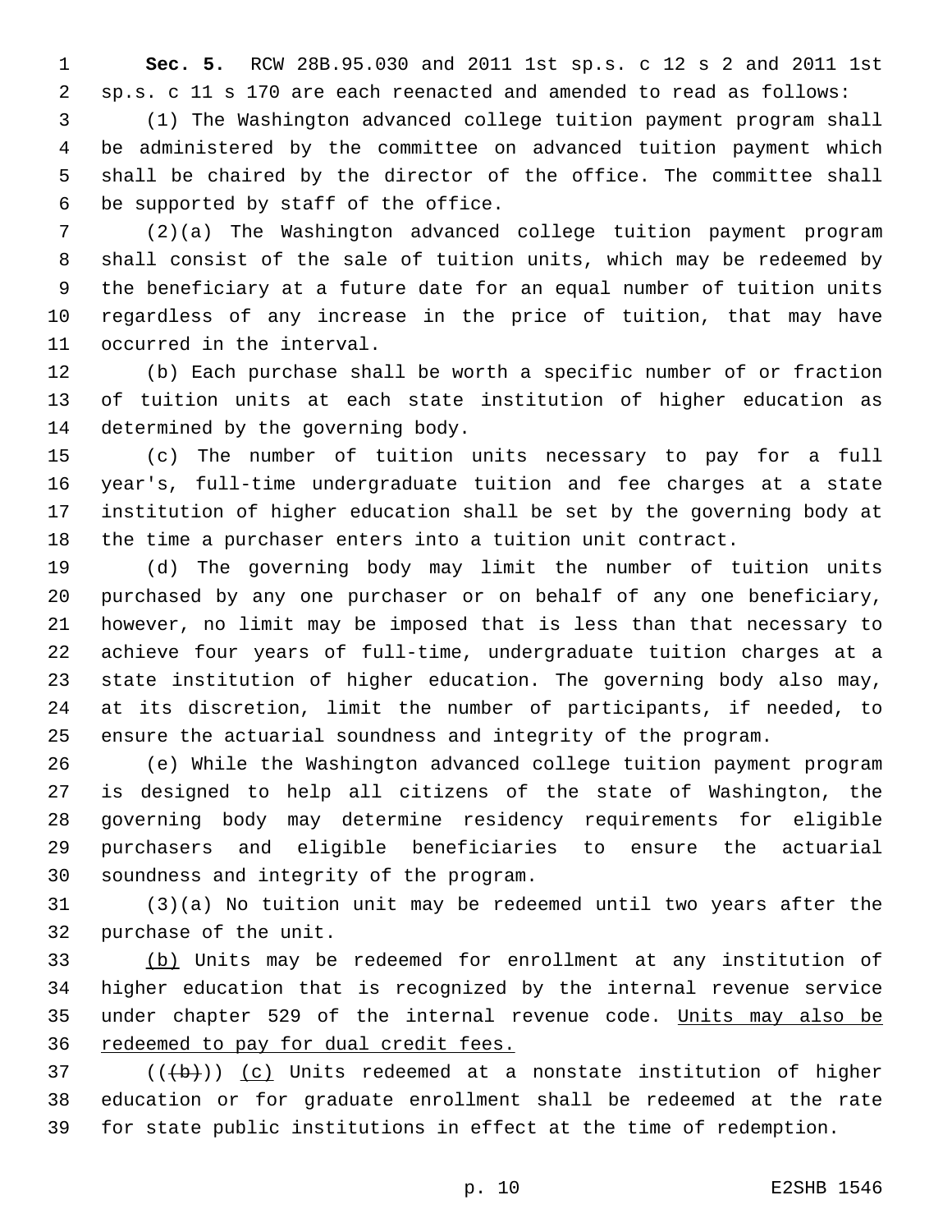**Sec. 5.** RCW 28B.95.030 and 2011 1st sp.s. c 12 s 2 and 2011 1st sp.s. c 11 s 170 are each reenacted and amended to read as follows:

(1) The Washington advanced college tuition payment program shall be administered by the committee on advanced tuition payment which shall be chaired by the director of the office. The committee shall be supported by staff of the office.

(2)(a) The Washington advanced college tuition payment program shall consist of the sale of tuition units, which may be redeemed by the beneficiary at a future date for an equal number of tuition units regardless of any increase in the price of tuition, that may have occurred in the interval.

(b) Each purchase shall be worth a specific number of or fraction of tuition units at each state institution of higher education as determined by the governing body.

(c) The number of tuition units necessary to pay for a full year's, full-time undergraduate tuition and fee charges at a state institution of higher education shall be set by the governing body at the time a purchaser enters into a tuition unit contract.

(d) The governing body may limit the number of tuition units purchased by any one purchaser or on behalf of any one beneficiary, however, no limit may be imposed that is less than that necessary to achieve four years of full-time, undergraduate tuition charges at a state institution of higher education. The governing body also may, at its discretion, limit the number of participants, if needed, to ensure the actuarial soundness and integrity of the program.

(e) While the Washington advanced college tuition payment program is designed to help all citizens of the state of Washington, the governing body may determine residency requirements for eligible purchasers and eligible beneficiaries to ensure the actuarial soundness and integrity of the program.

(3)(a) No tuition unit may be redeemed until two years after the purchase of the unit.

<u>(b)</u> Units may be redeemed for enrollment at any institution of higher education that is recognized by the internal revenue service under chapter 529 of the internal revenue code. <u>Units may also be redeemed to pay for dual credit fees.</u>

((~~(b)~~)) <u>(c)</u> Units redeemed at a nonstate institution of higher education or for graduate enrollment shall be redeemed at the rate for state public institutions in effect at the time of redemption.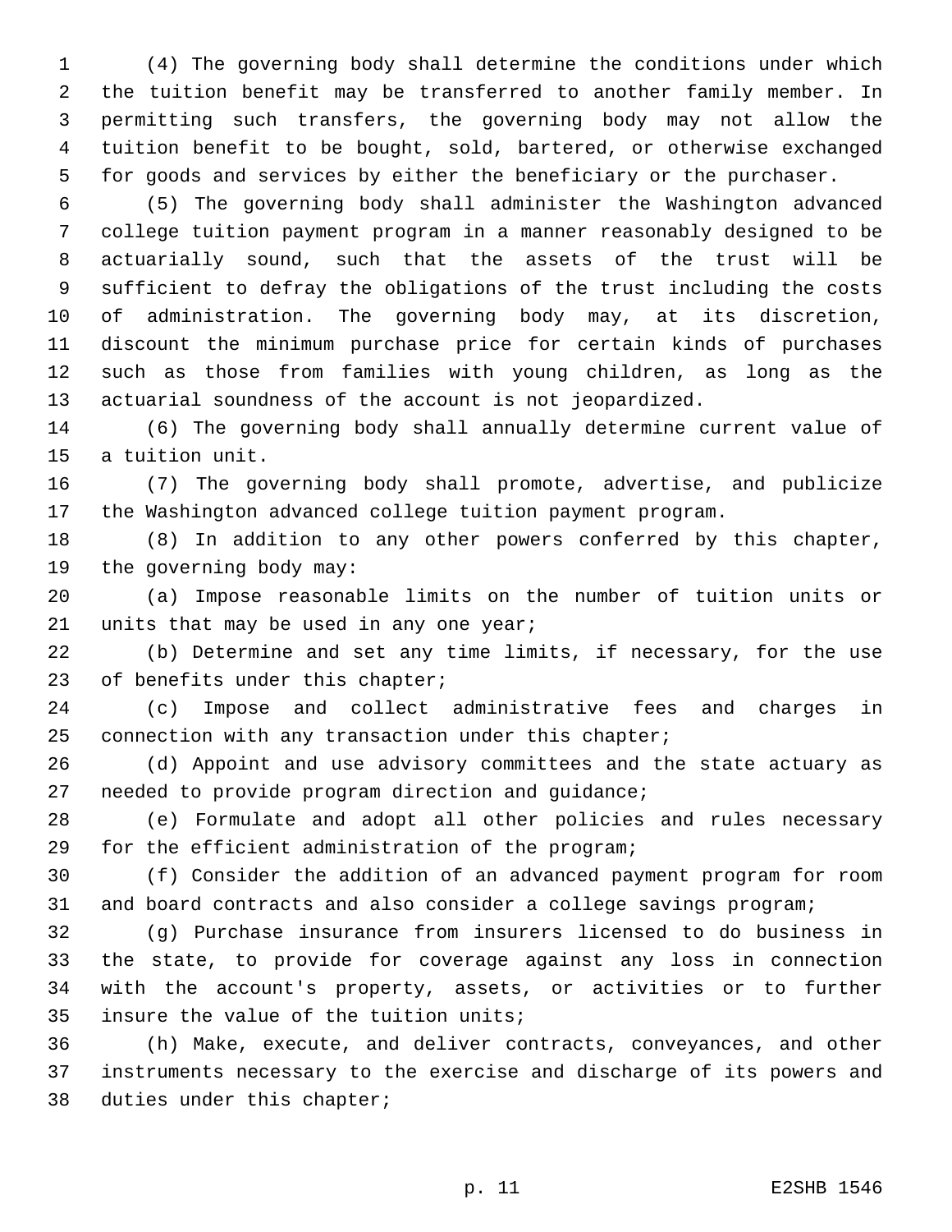(4) The governing body shall determine the conditions under which the tuition benefit may be transferred to another family member. In permitting such transfers, the governing body may not allow the tuition benefit to be bought, sold, bartered, or otherwise exchanged for goods and services by either the beneficiary or the purchaser.

(5) The governing body shall administer the Washington advanced college tuition payment program in a manner reasonably designed to be actuarially sound, such that the assets of the trust will be sufficient to defray the obligations of the trust including the costs of administration. The governing body may, at its discretion, discount the minimum purchase price for certain kinds of purchases such as those from families with young children, as long as the actuarial soundness of the account is not jeopardized.

(6) The governing body shall annually determine current value of a tuition unit.

(7) The governing body shall promote, advertise, and publicize the Washington advanced college tuition payment program.

(8) In addition to any other powers conferred by this chapter, the governing body may:

(a) Impose reasonable limits on the number of tuition units or units that may be used in any one year;

(b) Determine and set any time limits, if necessary, for the use of benefits under this chapter;

(c) Impose and collect administrative fees and charges in connection with any transaction under this chapter;

(d) Appoint and use advisory committees and the state actuary as needed to provide program direction and guidance;

(e) Formulate and adopt all other policies and rules necessary for the efficient administration of the program;

(f) Consider the addition of an advanced payment program for room and board contracts and also consider a college savings program;

(g) Purchase insurance from insurers licensed to do business in the state, to provide for coverage against any loss in connection with the account's property, assets, or activities or to further insure the value of the tuition units;

(h) Make, execute, and deliver contracts, conveyances, and other instruments necessary to the exercise and discharge of its powers and duties under this chapter;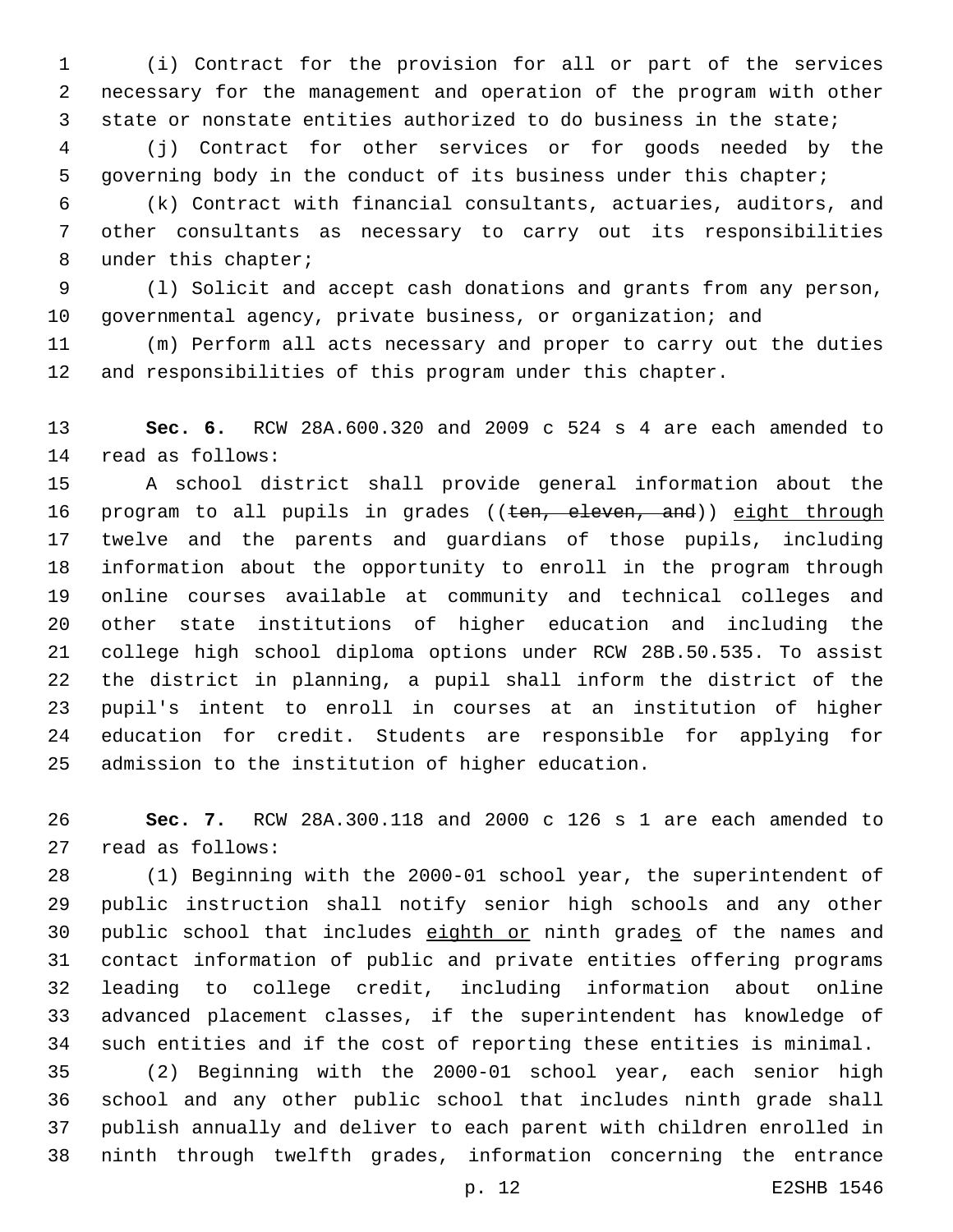(i) Contract for the provision for all or part of the services necessary for the management and operation of the program with other state or nonstate entities authorized to do business in the state;

(j) Contract for other services or for goods needed by the governing body in the conduct of its business under this chapter;

(k) Contract with financial consultants, actuaries, auditors, and other consultants as necessary to carry out its responsibilities under this chapter;

(l) Solicit and accept cash donations and grants from any person, governmental agency, private business, or organization; and

(m) Perform all acts necessary and proper to carry out the duties and responsibilities of this program under this chapter.

**Sec. 6.** RCW 28A.600.320 and 2009 c 524 s 4 are each amended to read as follows:

A school district shall provide general information about the program to all pupils in grades ((~~ten, eleven, and~~)) <u>eight through</u> twelve and the parents and guardians of those pupils, including information about the opportunity to enroll in the program through online courses available at community and technical colleges and other state institutions of higher education and including the college high school diploma options under RCW 28B.50.535. To assist the district in planning, a pupil shall inform the district of the pupil's intent to enroll in courses at an institution of higher education for credit. Students are responsible for applying for admission to the institution of higher education.

**Sec. 7.** RCW 28A.300.118 and 2000 c 126 s 1 are each amended to read as follows:

(1) Beginning with the 2000-01 school year, the superintendent of public instruction shall notify senior high schools and any other public school that includes <u>eighth or</u> ninth grade<u>s</u> of the names and contact information of public and private entities offering programs leading to college credit, including information about online advanced placement classes, if the superintendent has knowledge of such entities and if the cost of reporting these entities is minimal.

(2) Beginning with the 2000-01 school year, each senior high school and any other public school that includes ninth grade shall publish annually and deliver to each parent with children enrolled in ninth through twelfth grades, information concerning the entrance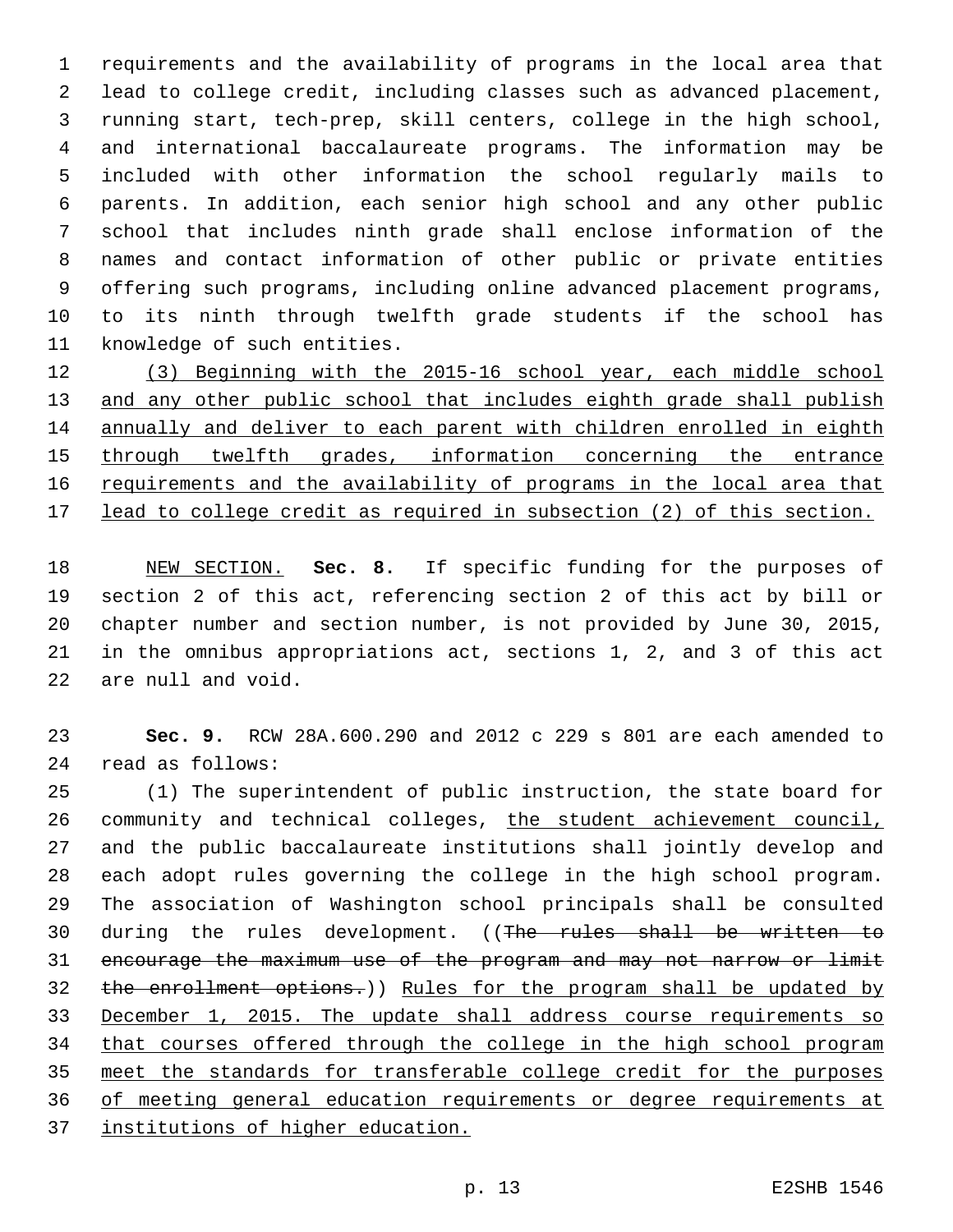requirements and the availability of programs in the local area that lead to college credit, including classes such as advanced placement, running start, tech-prep, skill centers, college in the high school, and international baccalaureate programs. The information may be included with other information the school regularly mails to parents. In addition, each senior high school and any other public school that includes ninth grade shall enclose information of the names and contact information of other public or private entities offering such programs, including online advanced placement programs, to its ninth through twelfth grade students if the school has knowledge of such entities.

(3) Beginning with the 2015-16 school year, each middle school and any other public school that includes eighth grade shall publish annually and deliver to each parent with children enrolled in eighth through twelfth grades, information concerning the entrance requirements and the availability of programs in the local area that lead to college credit as required in subsection (2) of this section.

NEW SECTION. **Sec. 8.** If specific funding for the purposes of section 2 of this act, referencing section 2 of this act by bill or chapter number and section number, is not provided by June 30, 2015, in the omnibus appropriations act, sections 1, 2, and 3 of this act are null and void.

**Sec. 9.** RCW 28A.600.290 and 2012 c 229 s 801 are each amended to read as follows:

(1) The superintendent of public instruction, the state board for community and technical colleges, the student achievement council, and the public baccalaureate institutions shall jointly develop and each adopt rules governing the college in the high school program. The association of Washington school principals shall be consulted during the rules development. ((~~The rules shall be written to encourage the maximum use of the program and may not narrow or limit the enrollment options.~~)) Rules for the program shall be updated by December 1, 2015. The update shall address course requirements so that courses offered through the college in the high school program meet the standards for transferable college credit for the purposes of meeting general education requirements or degree requirements at institutions of higher education.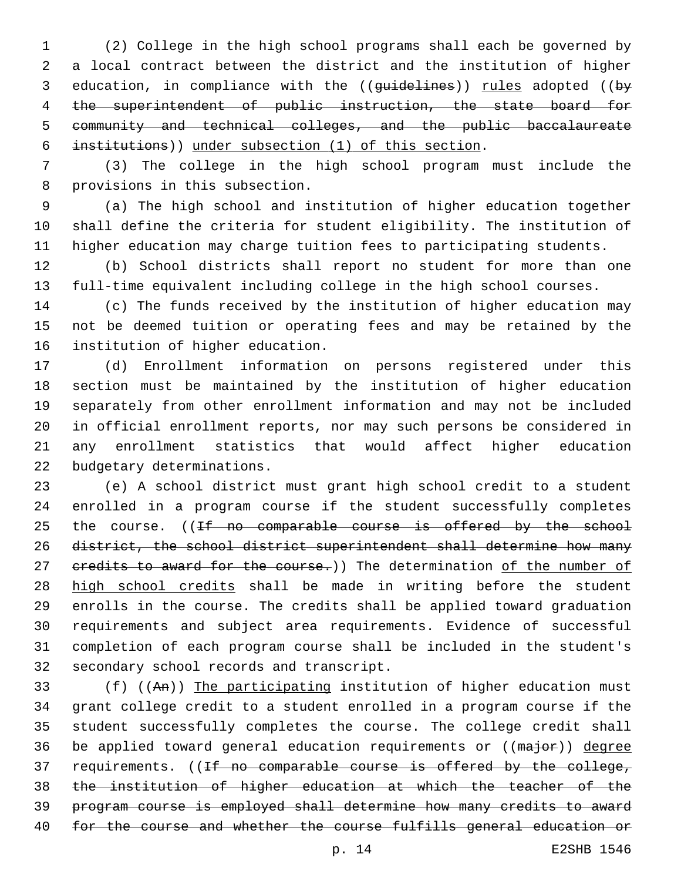(2) College in the high school programs shall each be governed by a local contract between the district and the institution of higher education, in compliance with the ((~~guidelines~~)) <u>rules</u> adopted ((~~by the superintendent of public instruction, the state board for community and technical colleges, and the public baccalaureate institutions~~)) <u>under subsection (1) of this section</u>.

(3) The college in the high school program must include the provisions in this subsection.

(a) The high school and institution of higher education together shall define the criteria for student eligibility. The institution of higher education may charge tuition fees to participating students.

(b) School districts shall report no student for more than one full-time equivalent including college in the high school courses.

(c) The funds received by the institution of higher education may not be deemed tuition or operating fees and may be retained by the institution of higher education.

(d) Enrollment information on persons registered under this section must be maintained by the institution of higher education separately from other enrollment information and may not be included in official enrollment reports, nor may such persons be considered in any enrollment statistics that would affect higher education budgetary determinations.

(e) A school district must grant high school credit to a student enrolled in a program course if the student successfully completes the course. ((~~If no comparable course is offered by the school district, the school district superintendent shall determine how many credits to award for the course.~~)) The determination <u>of the number of high school credits</u> shall be made in writing before the student enrolls in the course. The credits shall be applied toward graduation requirements and subject area requirements. Evidence of successful completion of each program course shall be included in the student's secondary school records and transcript.

(f) ((~~An~~)) <u>The participating</u> institution of higher education must grant college credit to a student enrolled in a program course if the student successfully completes the course. The college credit shall be applied toward general education requirements or ((~~major~~)) <u>degree</u> requirements. ((~~If no comparable course is offered by the college, the institution of higher education at which the teacher of the program course is employed shall determine how many credits to award for the course and whether the course fulfills general education or~~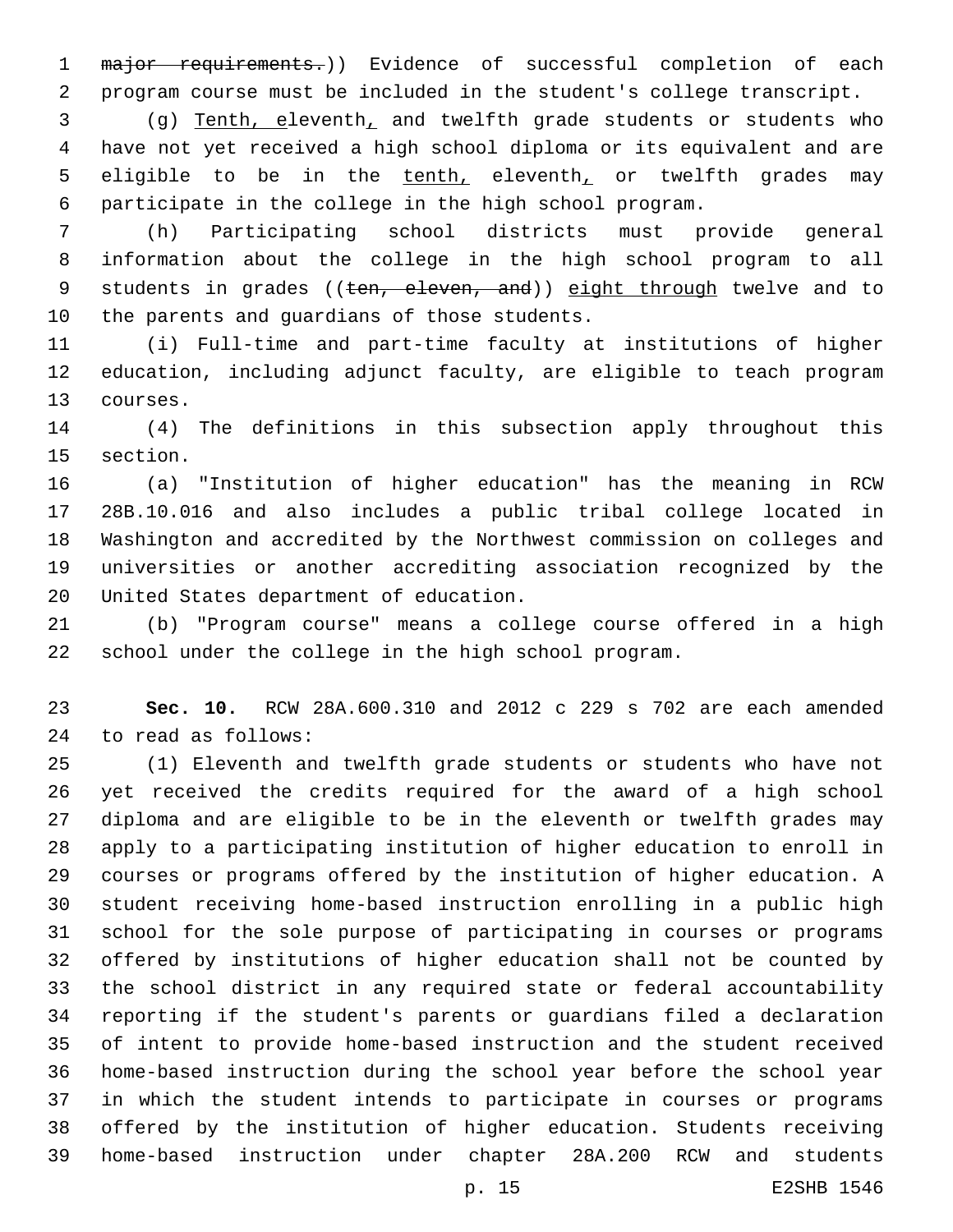~~major requirements.~~)) Evidence of successful completion of each program course must be included in the student's college transcript.

(g) Tenth, eleventh, and twelfth grade students or students who have not yet received a high school diploma or its equivalent and are eligible to be in the tenth, eleventh, or twelfth grades may participate in the college in the high school program.

(h) Participating school districts must provide general information about the college in the high school program to all students in grades ((~~ten, eleven, and~~)) eight through twelve and to the parents and guardians of those students.

(i) Full-time and part-time faculty at institutions of higher education, including adjunct faculty, are eligible to teach program courses.

(4) The definitions in this subsection apply throughout this section.

(a) "Institution of higher education" has the meaning in RCW 28B.10.016 and also includes a public tribal college located in Washington and accredited by the Northwest commission on colleges and universities or another accrediting association recognized by the United States department of education.

(b) "Program course" means a college course offered in a high school under the college in the high school program.

**Sec. 10.** RCW 28A.600.310 and 2012 c 229 s 702 are each amended to read as follows:

(1) Eleventh and twelfth grade students or students who have not yet received the credits required for the award of a high school diploma and are eligible to be in the eleventh or twelfth grades may apply to a participating institution of higher education to enroll in courses or programs offered by the institution of higher education. A student receiving home-based instruction enrolling in a public high school for the sole purpose of participating in courses or programs offered by institutions of higher education shall not be counted by the school district in any required state or federal accountability reporting if the student's parents or guardians filed a declaration of intent to provide home-based instruction and the student received home-based instruction during the school year before the school year in which the student intends to participate in courses or programs offered by the institution of higher education. Students receiving home-based instruction under chapter 28A.200 RCW and students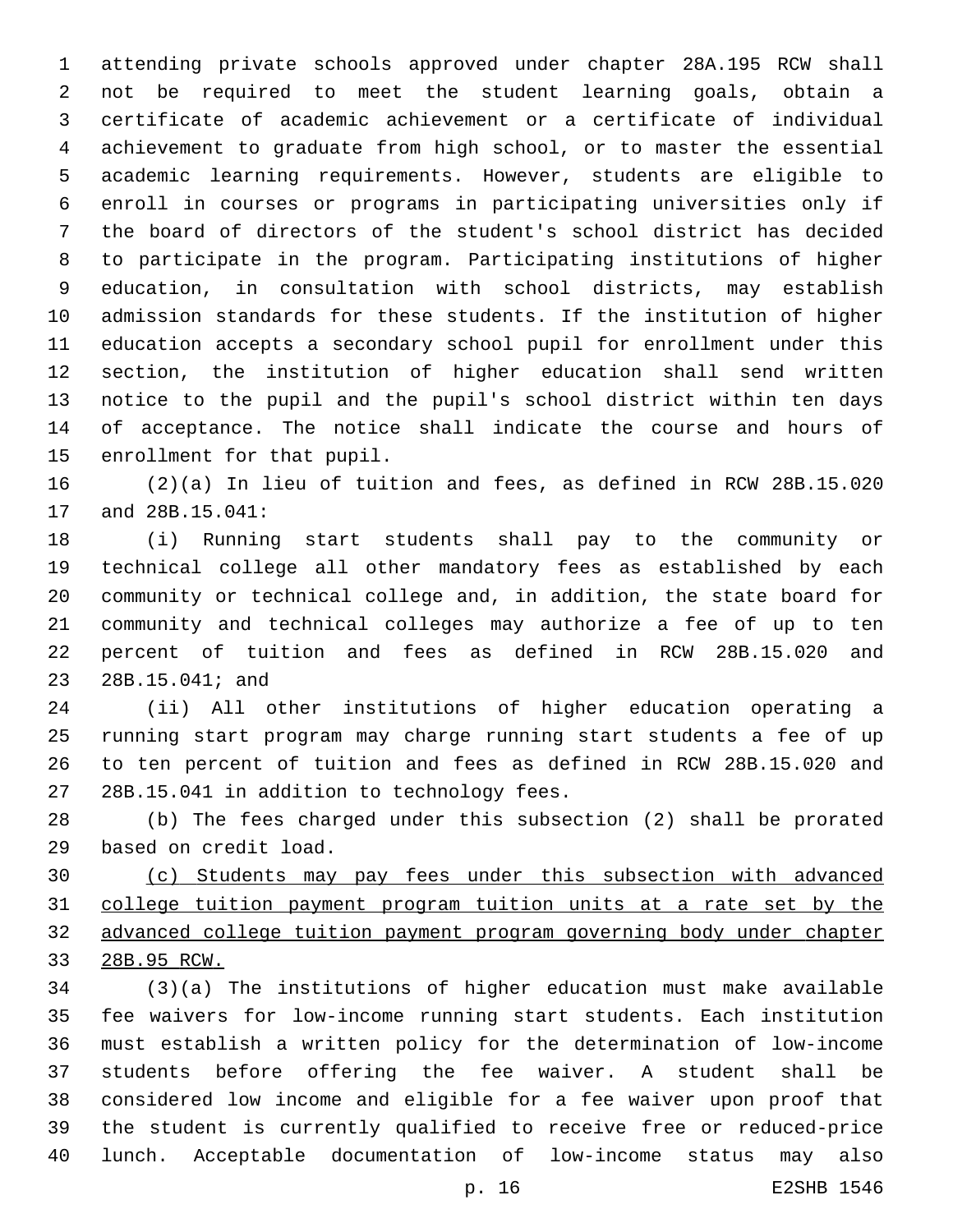attending private schools approved under chapter 28A.195 RCW shall not be required to meet the student learning goals, obtain a certificate of academic achievement or a certificate of individual achievement to graduate from high school, or to master the essential academic learning requirements. However, students are eligible to enroll in courses or programs in participating universities only if the board of directors of the student's school district has decided to participate in the program. Participating institutions of higher education, in consultation with school districts, may establish admission standards for these students. If the institution of higher education accepts a secondary school pupil for enrollment under this section, the institution of higher education shall send written notice to the pupil and the pupil's school district within ten days of acceptance. The notice shall indicate the course and hours of enrollment for that pupil.

(2)(a) In lieu of tuition and fees, as defined in RCW 28B.15.020 and 28B.15.041:

(i) Running start students shall pay to the community or technical college all other mandatory fees as established by each community or technical college and, in addition, the state board for community and technical colleges may authorize a fee of up to ten percent of tuition and fees as defined in RCW 28B.15.020 and 28B.15.041; and

(ii) All other institutions of higher education operating a running start program may charge running start students a fee of up to ten percent of tuition and fees as defined in RCW 28B.15.020 and 28B.15.041 in addition to technology fees.

(b) The fees charged under this subsection (2) shall be prorated based on credit load.

<u>(c) Students may pay fees under this subsection with advanced college tuition payment program tuition units at a rate set by the advanced college tuition payment program governing body under chapter 28B.95 RCW.</u>

(3)(a) The institutions of higher education must make available fee waivers for low-income running start students. Each institution must establish a written policy for the determination of low-income students before offering the fee waiver. A student shall be considered low income and eligible for a fee waiver upon proof that the student is currently qualified to receive free or reduced-price lunch. Acceptable documentation of low-income status may also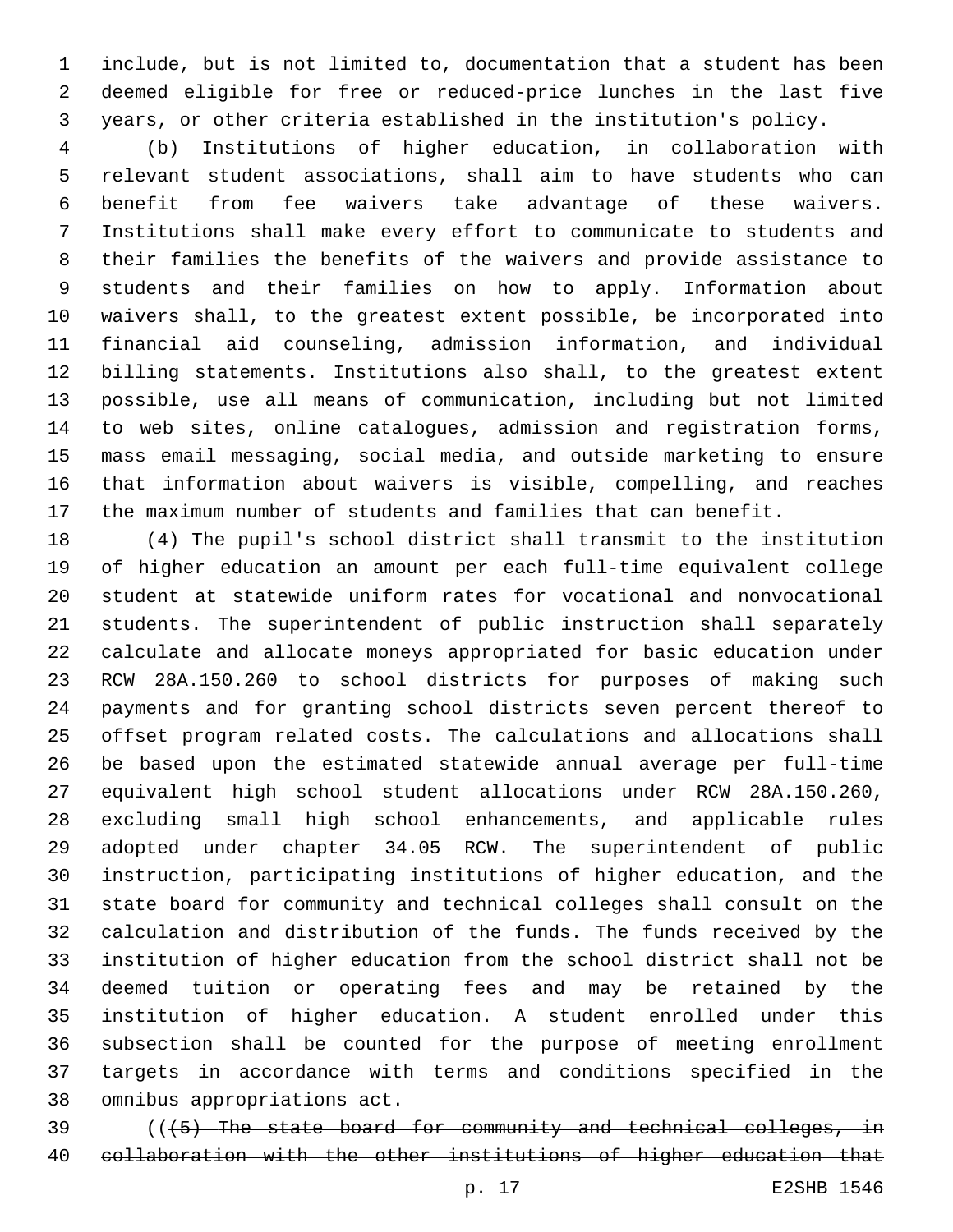include, but is not limited to, documentation that a student has been deemed eligible for free or reduced-price lunches in the last five years, or other criteria established in the institution's policy.

(b) Institutions of higher education, in collaboration with relevant student associations, shall aim to have students who can benefit from fee waivers take advantage of these waivers. Institutions shall make every effort to communicate to students and their families the benefits of the waivers and provide assistance to students and their families on how to apply. Information about waivers shall, to the greatest extent possible, be incorporated into financial aid counseling, admission information, and individual billing statements. Institutions also shall, to the greatest extent possible, use all means of communication, including but not limited to web sites, online catalogues, admission and registration forms, mass email messaging, social media, and outside marketing to ensure that information about waivers is visible, compelling, and reaches the maximum number of students and families that can benefit.

(4) The pupil's school district shall transmit to the institution of higher education an amount per each full-time equivalent college student at statewide uniform rates for vocational and nonvocational students. The superintendent of public instruction shall separately calculate and allocate moneys appropriated for basic education under RCW 28A.150.260 to school districts for purposes of making such payments and for granting school districts seven percent thereof to offset program related costs. The calculations and allocations shall be based upon the estimated statewide annual average per full-time equivalent high school student allocations under RCW 28A.150.260, excluding small high school enhancements, and applicable rules adopted under chapter 34.05 RCW. The superintendent of public instruction, participating institutions of higher education, and the state board for community and technical colleges shall consult on the calculation and distribution of the funds. The funds received by the institution of higher education from the school district shall not be deemed tuition or operating fees and may be retained by the institution of higher education. A student enrolled under this subsection shall be counted for the purpose of meeting enrollment targets in accordance with terms and conditions specified in the omnibus appropriations act.

((~~(5) The state board for community and technical colleges, in collaboration with the other institutions of higher education that~~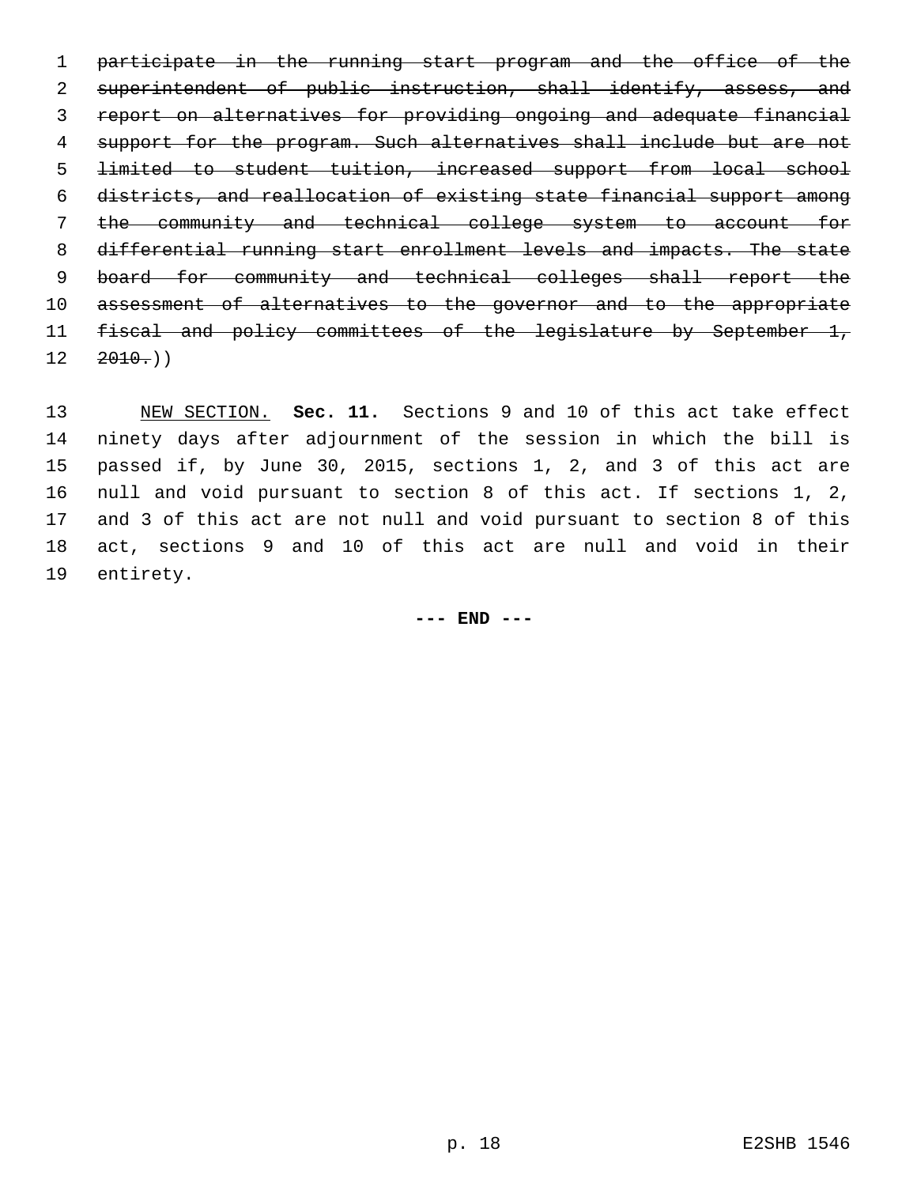~~participate in the running start program and the office of the superintendent of public instruction, shall identify, assess, and report on alternatives for providing ongoing and adequate financial support for the program. Such alternatives shall include but are not limited to student tuition, increased support from local school districts, and reallocation of existing state financial support among the community and technical college system to account for differential running start enrollment levels and impacts. The state board for community and technical colleges shall report the assessment of alternatives to the governor and to the appropriate fiscal and policy committees of the legislature by September 1, 2010.~~))

NEW SECTION. **Sec. 11.** Sections 9 and 10 of this act take effect ninety days after adjournment of the session in which the bill is passed if, by June 30, 2015, sections 1, 2, and 3 of this act are null and void pursuant to section 8 of this act. If sections 1, 2, and 3 of this act are not null and void pursuant to section 8 of this act, sections 9 and 10 of this act are null and void in their entirety.

**--- END ---**